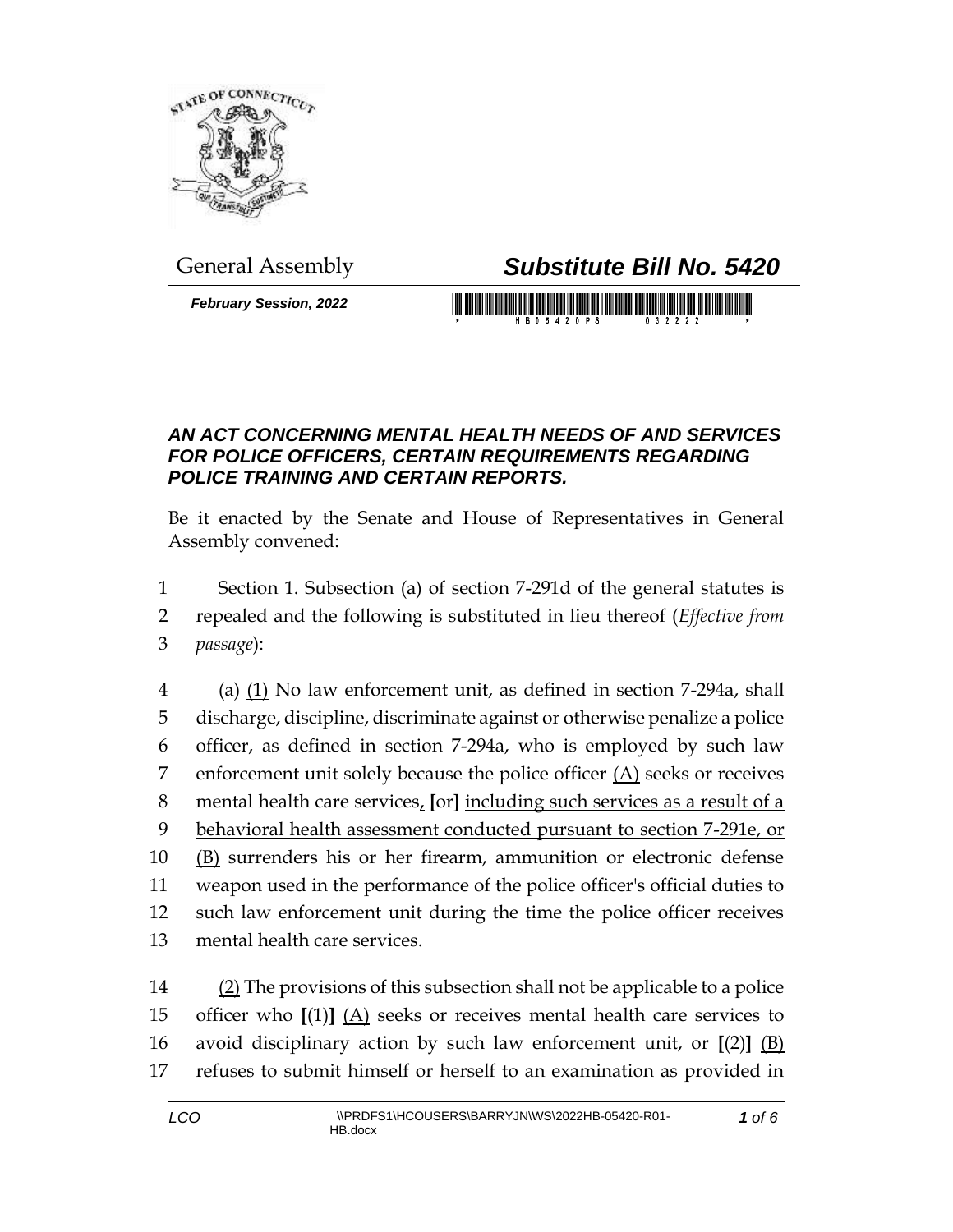General Assembly

# *Substitute Bill No. 5420*

***February Session, 2022***

## *AN ACT CONCERNING MENTAL HEALTH NEEDS OF AND SERVICES FOR POLICE OFFICERS, CERTAIN REQUIREMENTS REGARDING POLICE TRAINING AND CERTAIN REPORTS.*

Be it enacted by the Senate and House of Representatives in General Assembly convened:

1 Section 1. Subsection (a) of section 7-291d of the general statutes is
2 repealed and the following is substituted in lieu thereof (*Effective from*
3 *passage*):

4 (a) <u>(1)</u> No law enforcement unit, as defined in section 7-294a, shall
5 discharge, discipline, discriminate against or otherwise penalize a police
6 officer, as defined in section 7-294a, who is employed by such law
7 enforcement unit solely because the police officer <u>(A)</u> seeks or receives
8 mental health care services<u>,</u> **[**or**]** <u>including such services as a result of a</u>
9 <u>behavioral health assessment conducted pursuant to section 7-291e, or</u>
10 <u>(B)</u> surrenders his or her firearm, ammunition or electronic defense
11 weapon used in the performance of the police officer's official duties to
12 such law enforcement unit during the time the police officer receives
13 mental health care services.

14 <u>(2)</u> The provisions of this subsection shall not be applicable to a police
15 officer who **[**(1)**]** <u>(A)</u> seeks or receives mental health care services to
16 avoid disciplinary action by such law enforcement unit, or **[**(2)**]** <u>(B)</u>
17 refuses to submit himself or herself to an examination as provided in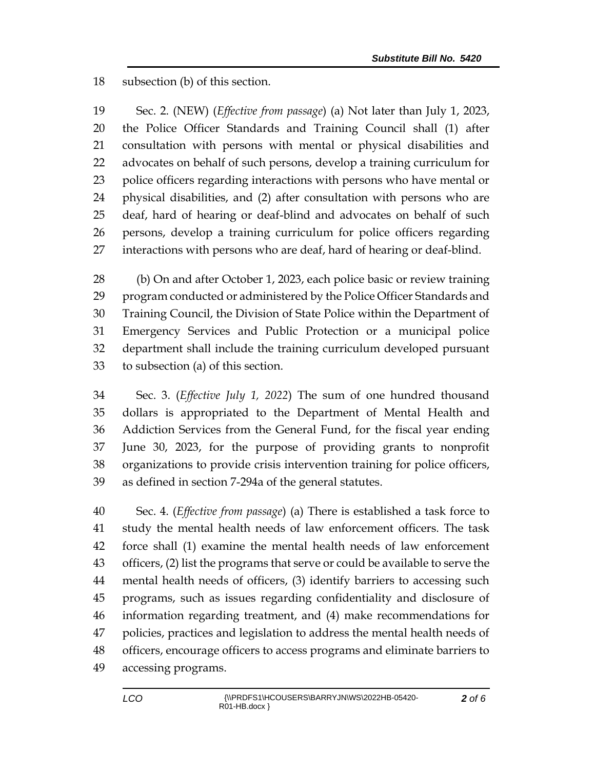subsection (b) of this section.

Sec. 2. (NEW) (*Effective from passage*) (a) Not later than July 1, 2023, the Police Officer Standards and Training Council shall (1) after consultation with persons with mental or physical disabilities and advocates on behalf of such persons, develop a training curriculum for police officers regarding interactions with persons who have mental or physical disabilities, and (2) after consultation with persons who are deaf, hard of hearing or deaf-blind and advocates on behalf of such persons, develop a training curriculum for police officers regarding interactions with persons who are deaf, hard of hearing or deaf-blind.

(b) On and after October 1, 2023, each police basic or review training program conducted or administered by the Police Officer Standards and Training Council, the Division of State Police within the Department of Emergency Services and Public Protection or a municipal police department shall include the training curriculum developed pursuant to subsection (a) of this section.

Sec. 3. (*Effective July 1, 2022*) The sum of one hundred thousand dollars is appropriated to the Department of Mental Health and Addiction Services from the General Fund, for the fiscal year ending June 30, 2023, for the purpose of providing grants to nonprofit organizations to provide crisis intervention training for police officers, as defined in section 7-294a of the general statutes.

Sec. 4. (*Effective from passage*) (a) There is established a task force to study the mental health needs of law enforcement officers. The task force shall (1) examine the mental health needs of law enforcement officers, (2) list the programs that serve or could be available to serve the mental health needs of officers, (3) identify barriers to accessing such programs, such as issues regarding confidentiality and disclosure of information regarding treatment, and (4) make recommendations for policies, practices and legislation to address the mental health needs of officers, encourage officers to access programs and eliminate barriers to accessing programs.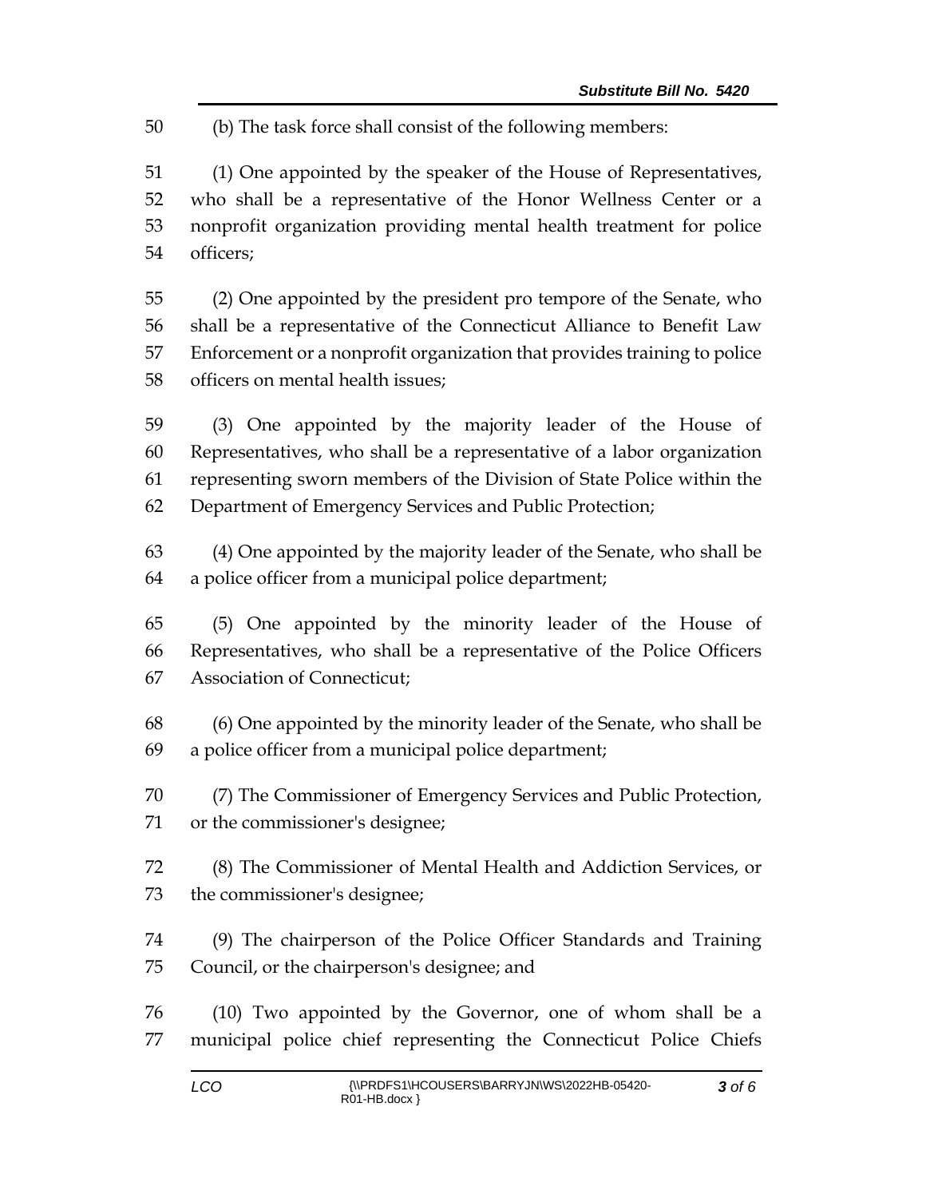(b) The task force shall consist of the following members:

(1) One appointed by the speaker of the House of Representatives, who shall be a representative of the Honor Wellness Center or a nonprofit organization providing mental health treatment for police officers;

(2) One appointed by the president pro tempore of the Senate, who shall be a representative of the Connecticut Alliance to Benefit Law Enforcement or a nonprofit organization that provides training to police officers on mental health issues;

(3) One appointed by the majority leader of the House of Representatives, who shall be a representative of a labor organization representing sworn members of the Division of State Police within the Department of Emergency Services and Public Protection;

(4) One appointed by the majority leader of the Senate, who shall be a police officer from a municipal police department;

(5) One appointed by the minority leader of the House of Representatives, who shall be a representative of the Police Officers Association of Connecticut;

(6) One appointed by the minority leader of the Senate, who shall be a police officer from a municipal police department;

(7) The Commissioner of Emergency Services and Public Protection, or the commissioner's designee;

(8) The Commissioner of Mental Health and Addiction Services, or the commissioner's designee;

(9) The chairperson of the Police Officer Standards and Training Council, or the chairperson's designee; and

(10) Two appointed by the Governor, one of whom shall be a municipal police chief representing the Connecticut Police Chiefs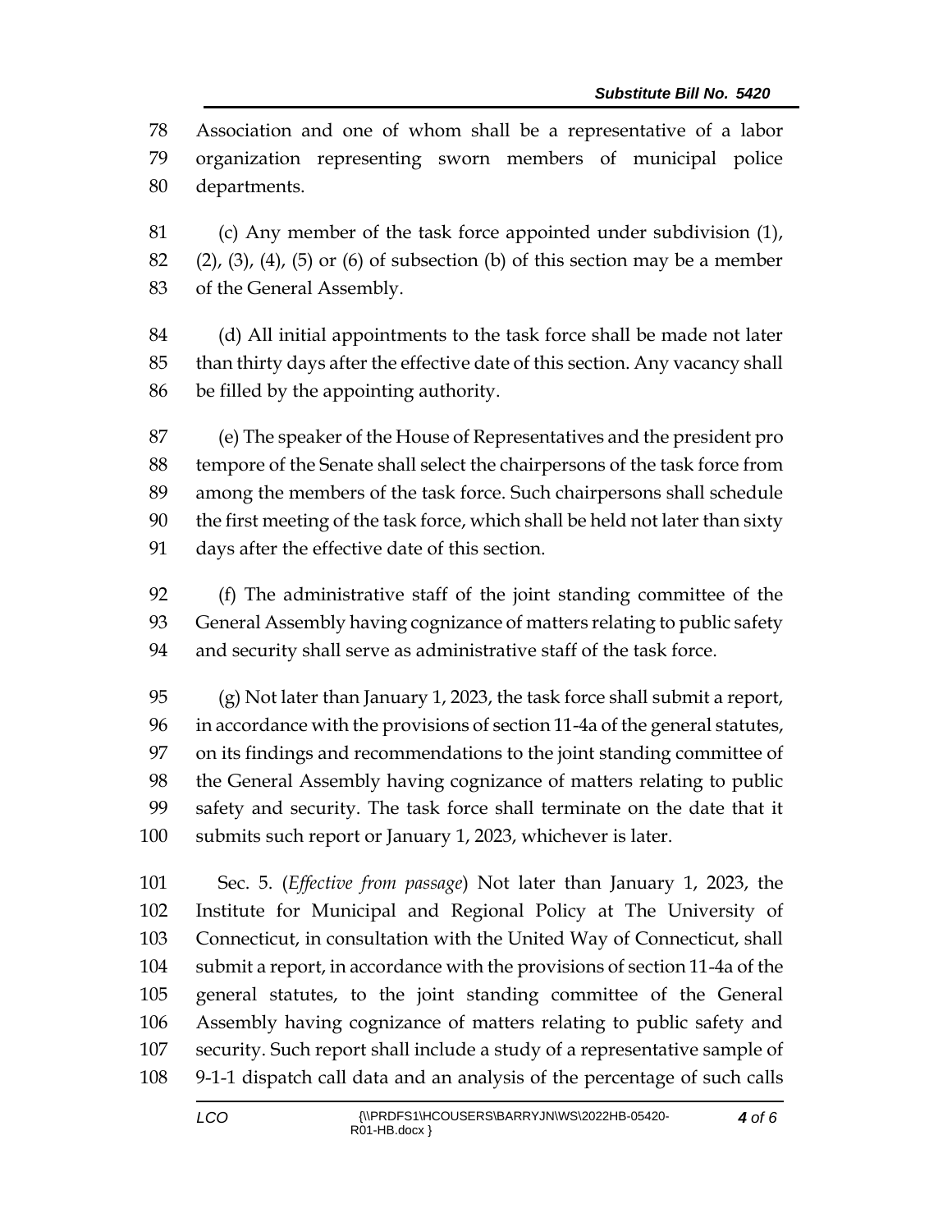Association and one of whom shall be a representative of a labor organization representing sworn members of municipal police departments.

(c) Any member of the task force appointed under subdivision (1), (2), (3), (4), (5) or (6) of subsection (b) of this section may be a member of the General Assembly.

(d) All initial appointments to the task force shall be made not later than thirty days after the effective date of this section. Any vacancy shall be filled by the appointing authority.

(e) The speaker of the House of Representatives and the president pro tempore of the Senate shall select the chairpersons of the task force from among the members of the task force. Such chairpersons shall schedule the first meeting of the task force, which shall be held not later than sixty days after the effective date of this section.

(f) The administrative staff of the joint standing committee of the General Assembly having cognizance of matters relating to public safety and security shall serve as administrative staff of the task force.

(g) Not later than January 1, 2023, the task force shall submit a report, in accordance with the provisions of section 11-4a of the general statutes, on its findings and recommendations to the joint standing committee of the General Assembly having cognizance of matters relating to public safety and security. The task force shall terminate on the date that it submits such report or January 1, 2023, whichever is later.

Sec. 5. (*Effective from passage*) Not later than January 1, 2023, the Institute for Municipal and Regional Policy at The University of Connecticut, in consultation with the United Way of Connecticut, shall submit a report, in accordance with the provisions of section 11-4a of the general statutes, to the joint standing committee of the General Assembly having cognizance of matters relating to public safety and security. Such report shall include a study of a representative sample of 9-1-1 dispatch call data and an analysis of the percentage of such calls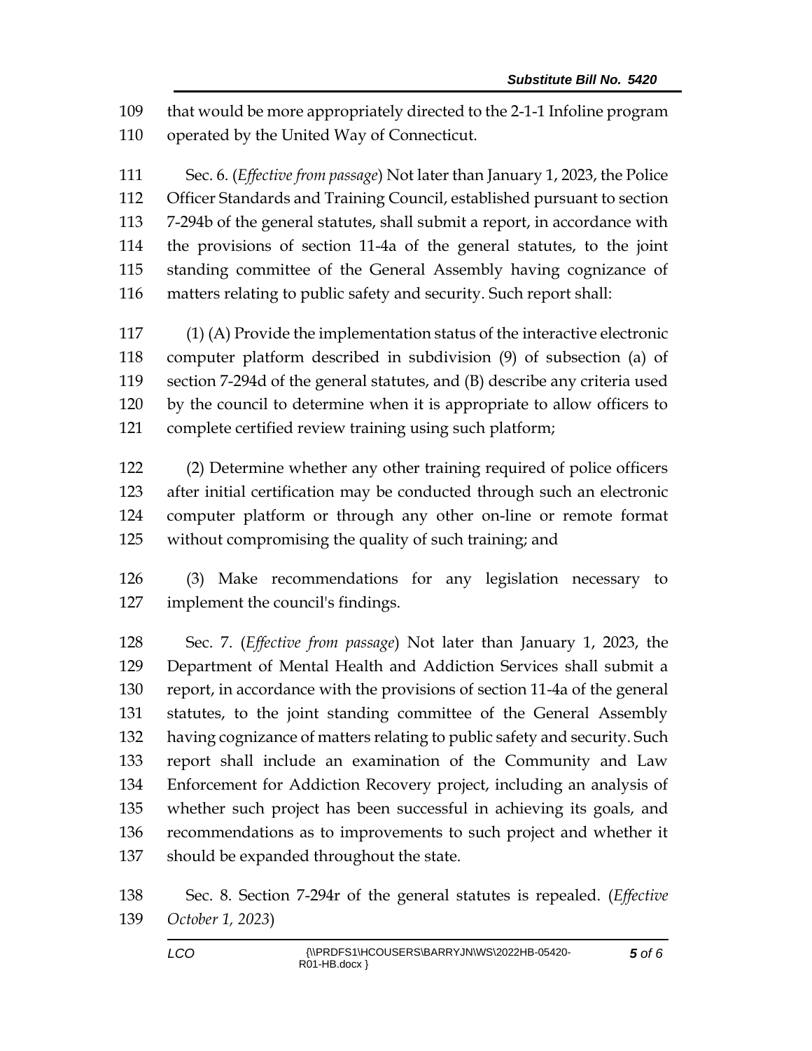that would be more appropriately directed to the 2-1-1 Infoline program operated by the United Way of Connecticut.

Sec. 6. (*Effective from passage*) Not later than January 1, 2023, the Police Officer Standards and Training Council, established pursuant to section 7-294b of the general statutes, shall submit a report, in accordance with the provisions of section 11-4a of the general statutes, to the joint standing committee of the General Assembly having cognizance of matters relating to public safety and security. Such report shall:

(1) (A) Provide the implementation status of the interactive electronic computer platform described in subdivision (9) of subsection (a) of section 7-294d of the general statutes, and (B) describe any criteria used by the council to determine when it is appropriate to allow officers to complete certified review training using such platform;

(2) Determine whether any other training required of police officers after initial certification may be conducted through such an electronic computer platform or through any other on-line or remote format without compromising the quality of such training; and

(3) Make recommendations for any legislation necessary to implement the council's findings.

Sec. 7. (*Effective from passage*) Not later than January 1, 2023, the Department of Mental Health and Addiction Services shall submit a report, in accordance with the provisions of section 11-4a of the general statutes, to the joint standing committee of the General Assembly having cognizance of matters relating to public safety and security. Such report shall include an examination of the Community and Law Enforcement for Addiction Recovery project, including an analysis of whether such project has been successful in achieving its goals, and recommendations as to improvements to such project and whether it should be expanded throughout the state.

Sec. 8. Section 7-294r of the general statutes is repealed. (*Effective October 1, 2023*)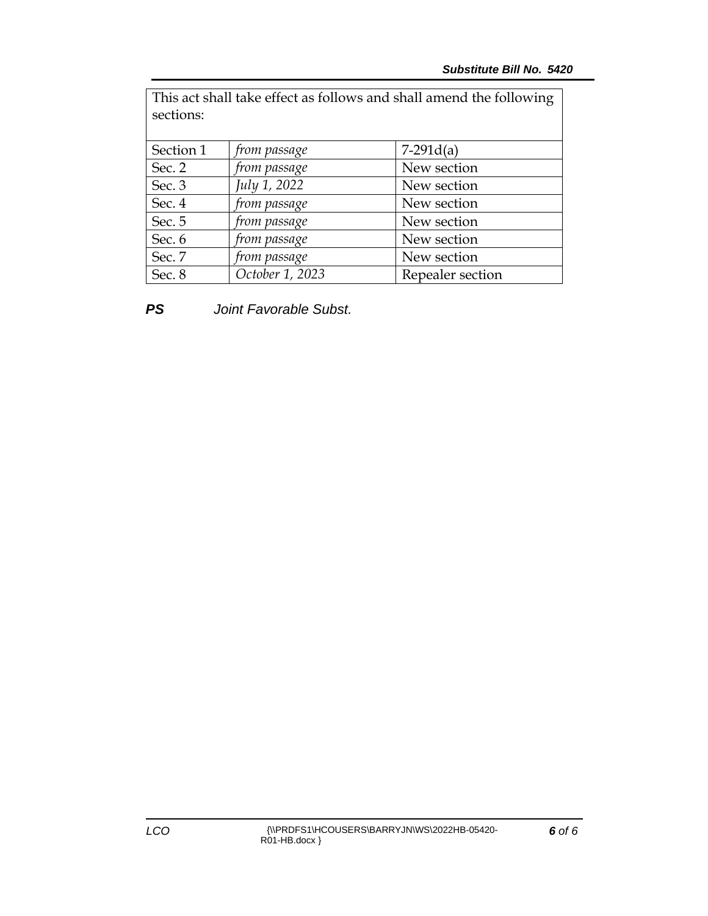This act shall take effect as follows and shall amend the following sections:

| | | |
|---|---|---|
| Section 1 | *from passage* | 7-291d(a) |
| Sec. 2 | *from passage* | New section |
| Sec. 3 | *July 1, 2022* | New section |
| Sec. 4 | *from passage* | New section |
| Sec. 5 | *from passage* | New section |
| Sec. 6 | *from passage* | New section |
| Sec. 7 | *from passage* | New section |
| Sec. 8 | *October 1, 2023* | Repealer section |

***PS*** *Joint Favorable Subst.*